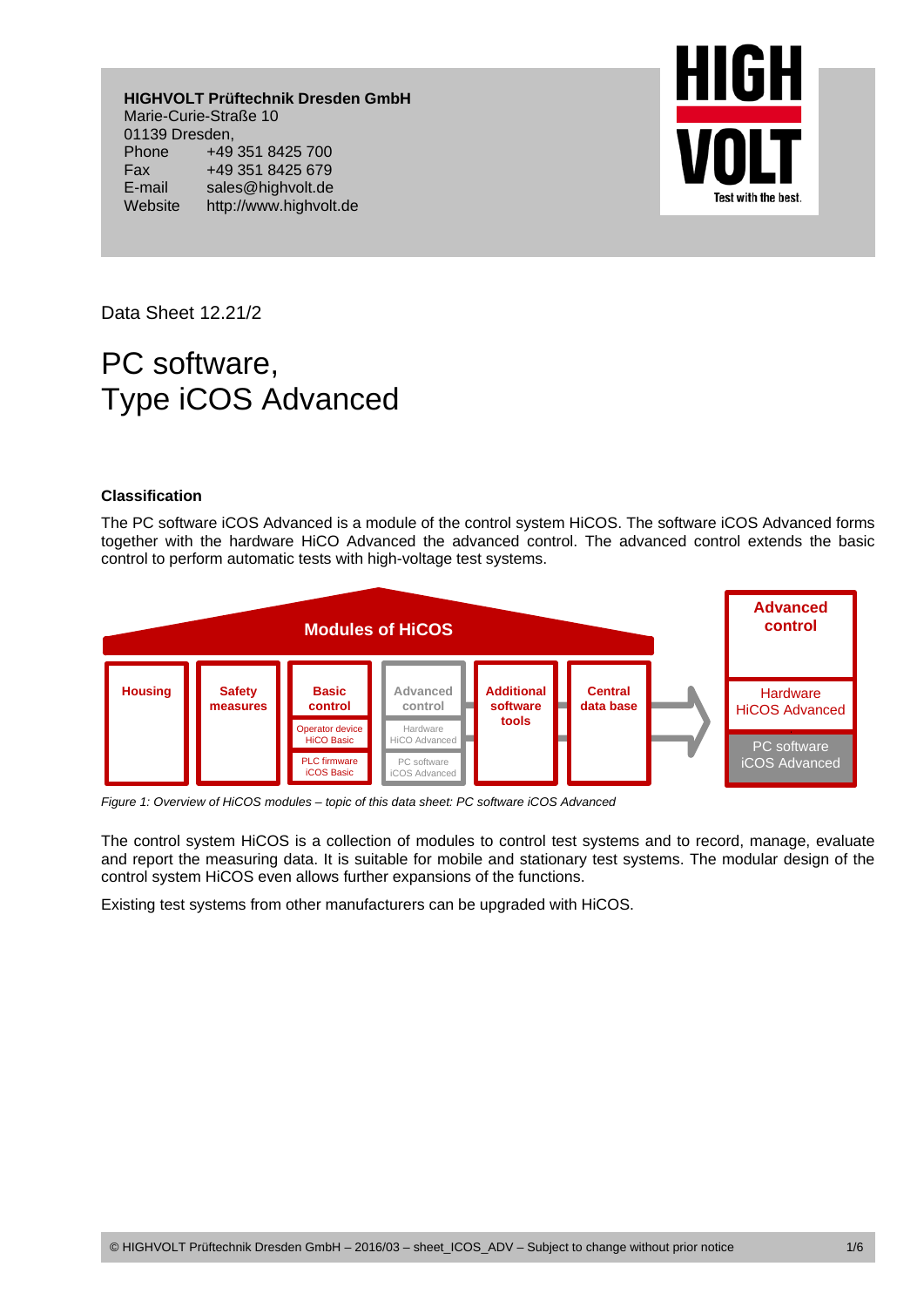**HIGHVOLT Prüftechnik Dresden GmbH**
Marie-Curie-Straße 10
01139 Dresden,
Phone +49 351 8425 700
Fax +49 351 8425 679
E-mail sales@highvolt.de
Website http://www.highvolt.de

Data Sheet 12.21/2

# PC software, Type iCOS Advanced

## Classification

The PC software iCOS Advanced is a module of the control system HiCOS. The software iCOS Advanced forms together with the hardware HiCO Advanced the advanced control. The advanced control extends the basic control to perform automatic tests with high-voltage test systems.

*Figure 1: Overview of HiCOS modules – topic of this data sheet: PC software iCOS Advanced*

The control system HiCOS is a collection of modules to control test systems and to record, manage, evaluate and report the measuring data. It is suitable for mobile and stationary test systems. The modular design of the control system HiCOS even allows further expansions of the functions.

Existing test systems from other manufacturers can be upgraded with HiCOS.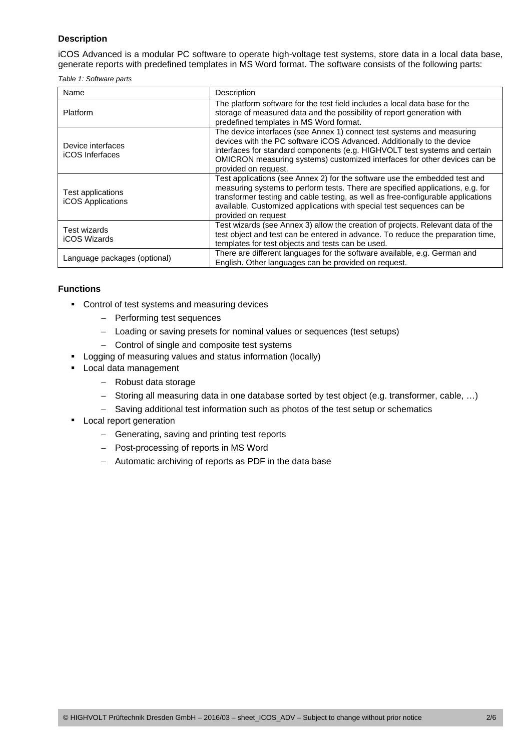**Description**

iCOS Advanced is a modular PC software to operate high-voltage test systems, store data in a local data base, generate reports with predefined templates in MS Word format. The software consists of the following parts:

*Table 1: Software parts*

| Name | Description |
| --- | --- |
| Platform | The platform software for the test field includes a local data base for the storage of measured data and the possibility of report generation with predefined templates in MS Word format. |
| Device interfaces iCOS Inferfaces | The device interfaces (see Annex 1) connect test systems and measuring devices with the PC software iCOS Advanced. Additionally to the device interfaces for standard components (e.g. HIGHVOLT test systems and certain OMICRON measuring systems) customized interfaces for other devices can be provided on request. |
| Test applications iCOS Applications | Test applications (see Annex 2) for the software use the embedded test and measuring systems to perform tests. There are specified applications, e.g. for transformer testing and cable testing, as well as free-configurable applications available. Customized applications with special test sequences can be provided on request |
| Test wizards iCOS Wizards | Test wizards (see Annex 3) allow the creation of projects. Relevant data of the test object and test can be entered in advance. To reduce the preparation time, templates for test objects and tests can be used. |
| Language packages (optional) | There are different languages for the software available, e.g. German and English. Other languages can be provided on request. |

**Functions**

- Control of test systems and measuring devices
  - Performing test sequences
  - Loading or saving presets for nominal values or sequences (test setups)
  - Control of single and composite test systems
- Logging of measuring values and status information (locally)
- Local data management
  - Robust data storage
  - Storing all measuring data in one database sorted by test object (e.g. transformer, cable, …)
  - Saving additional test information such as photos of the test setup or schematics
- Local report generation
  - Generating, saving and printing test reports
  - Post-processing of reports in MS Word
  - Automatic archiving of reports as PDF in the data base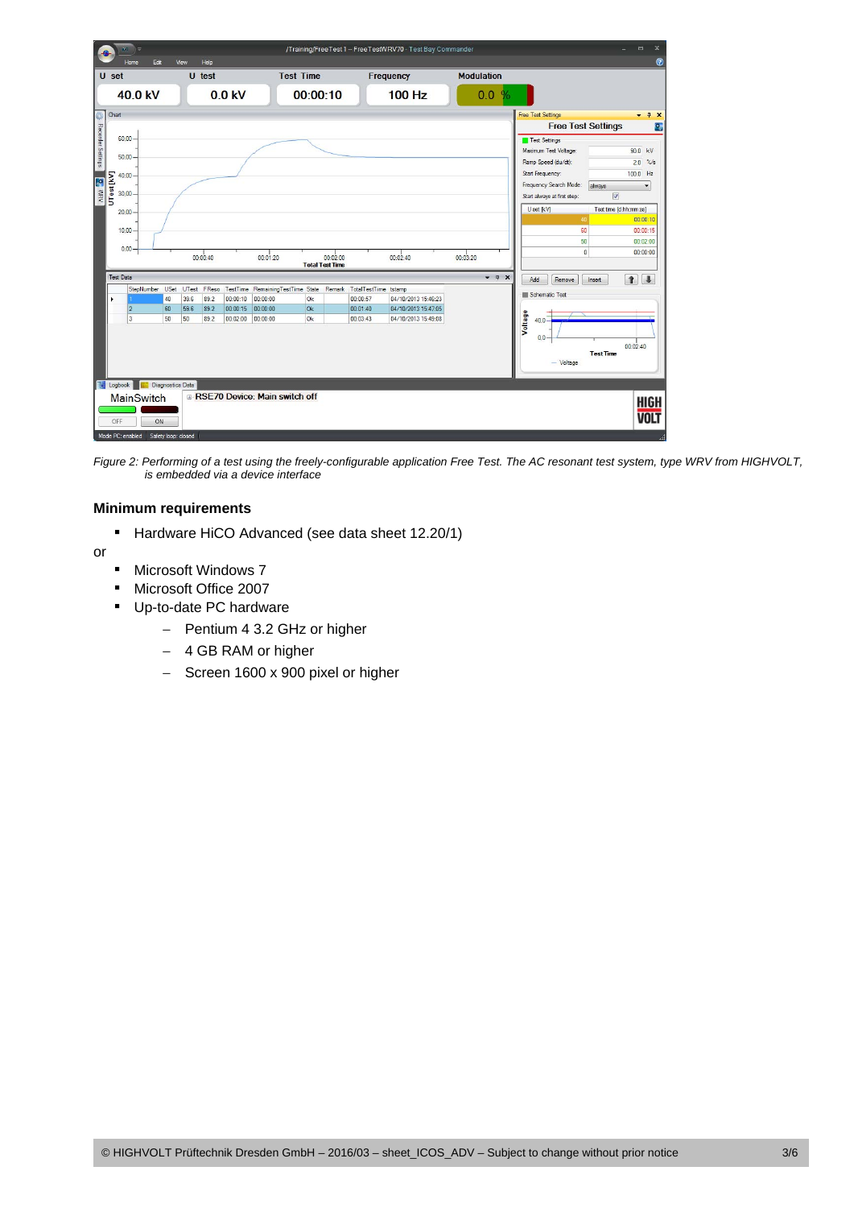*Figure 2: Performing of a test using the freely-configurable application Free Test. The AC resonant test system, type WRV from HIGHVOLT, is embedded via a device interface*

### Minimum requirements

- Hardware HiCO Advanced (see data sheet 12.20/1)

or

- Microsoft Windows 7
- Microsoft Office 2007
- Up-to-date PC hardware
  - Pentium 4 3.2 GHz or higher
  - 4 GB RAM or higher
  - Screen 1600 x 900 pixel or higher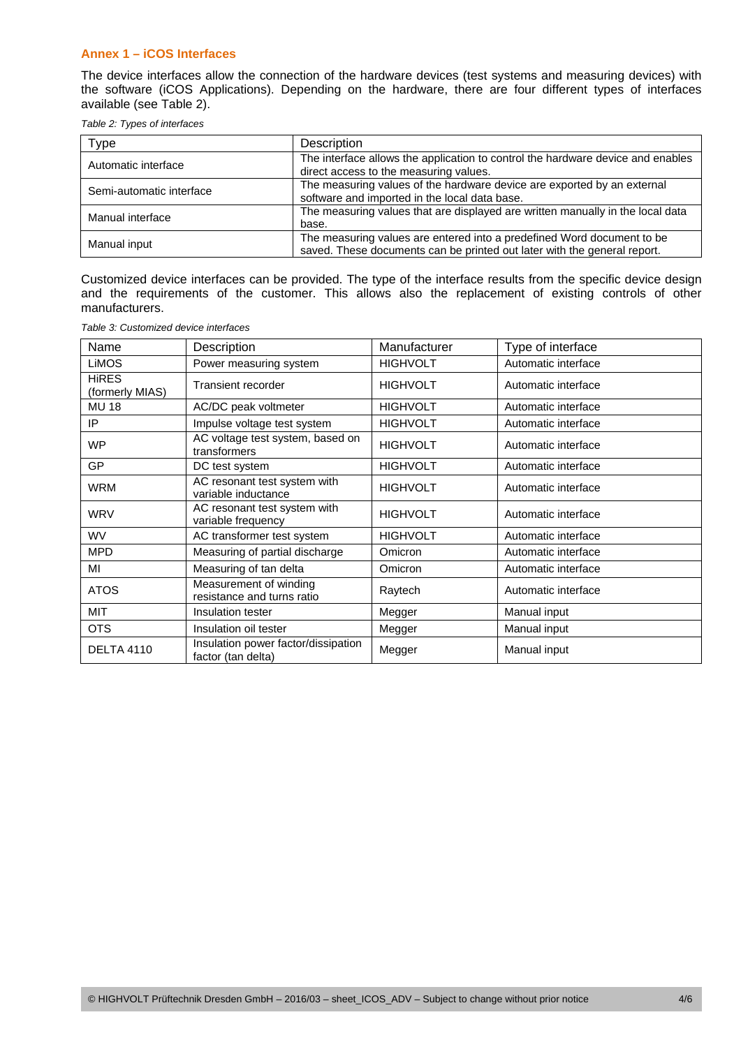## Annex 1 – iCOS Interfaces

The device interfaces allow the connection of the hardware devices (test systems and measuring devices) with the software (iCOS Applications). Depending on the hardware, there are four different types of interfaces available (see Table 2).

*Table 2: Types of interfaces*

| Type | Description |
|---|---|
| Automatic interface | The interface allows the application to control the hardware device and enables direct access to the measuring values. |
| Semi-automatic interface | The measuring values of the hardware device are exported by an external software and imported in the local data base. |
| Manual interface | The measuring values that are displayed are written manually in the local data base. |
| Manual input | The measuring values are entered into a predefined Word document to be saved. These documents can be printed out later with the general report. |

Customized device interfaces can be provided. The type of the interface results from the specific device design and the requirements of the customer. This allows also the replacement of existing controls of other manufacturers.

*Table 3: Customized device interfaces*

| Name | Description | Manufacturer | Type of interface |
|---|---|---|---|
| LiMOS | Power measuring system | HIGHVOLT | Automatic interface |
| HiRES (formerly MIAS) | Transient recorder | HIGHVOLT | Automatic interface |
| MU 18 | AC/DC peak voltmeter | HIGHVOLT | Automatic interface |
| IP | Impulse voltage test system | HIGHVOLT | Automatic interface |
| WP | AC voltage test system, based on transformers | HIGHVOLT | Automatic interface |
| GP | DC test system | HIGHVOLT | Automatic interface |
| WRM | AC resonant test system with variable inductance | HIGHVOLT | Automatic interface |
| WRV | AC resonant test system with variable frequency | HIGHVOLT | Automatic interface |
| WV | AC transformer test system | HIGHVOLT | Automatic interface |
| MPD | Measuring of partial discharge | Omicron | Automatic interface |
| MI | Measuring of tan delta | Omicron | Automatic interface |
| ATOS | Measurement of winding resistance and turns ratio | Raytech | Automatic interface |
| MIT | Insulation tester | Megger | Manual input |
| OTS | Insulation oil tester | Megger | Manual input |
| DELTA 4110 | Insulation power factor/dissipation factor (tan delta) | Megger | Manual input |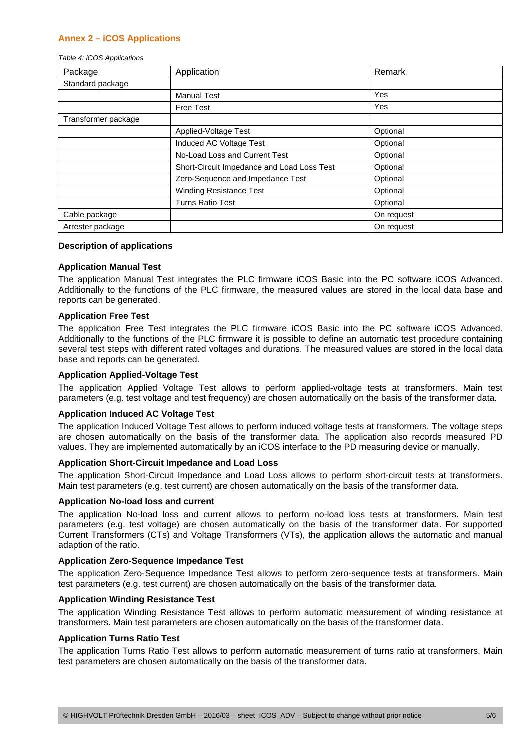## Annex 2 – iCOS Applications

*Table 4: iCOS Applications*

| Package | Application | Remark |
|---|---|---|
| Standard package | | |
| | Manual Test | Yes |
| | Free Test | Yes |
| Transformer package | | |
| | Applied-Voltage Test | Optional |
| | Induced AC Voltage Test | Optional |
| | No-Load Loss and Current Test | Optional |
| | Short-Circuit Impedance and Load Loss Test | Optional |
| | Zero-Sequence and Impedance Test | Optional |
| | Winding Resistance Test | Optional |
| | Turns Ratio Test | Optional |
| Cable package | | On request |
| Arrester package | | On request |

**Description of applications**

**Application Manual Test**

The application Manual Test integrates the PLC firmware iCOS Basic into the PC software iCOS Advanced. Additionally to the functions of the PLC firmware, the measured values are stored in the local data base and reports can be generated.

**Application Free Test**

The application Free Test integrates the PLC firmware iCOS Basic into the PC software iCOS Advanced. Additionally to the functions of the PLC firmware it is possible to define an automatic test procedure containing several test steps with different rated voltages and durations. The measured values are stored in the local data base and reports can be generated.

**Application Applied-Voltage Test**

The application Applied Voltage Test allows to perform applied-voltage tests at transformers. Main test parameters (e.g. test voltage and test frequency) are chosen automatically on the basis of the transformer data.

**Application Induced AC Voltage Test**

The application Induced Voltage Test allows to perform induced voltage tests at transformers. The voltage steps are chosen automatically on the basis of the transformer data. The application also records measured PD values. They are implemented automatically by an iCOS interface to the PD measuring device or manually.

**Application Short-Circuit Impedance and Load Loss**

The application Short-Circuit Impedance and Load Loss allows to perform short-circuit tests at transformers. Main test parameters (e.g. test current) are chosen automatically on the basis of the transformer data.

**Application No-load loss and current**

The application No-load loss and current allows to perform no-load loss tests at transformers. Main test parameters (e.g. test voltage) are chosen automatically on the basis of the transformer data. For supported Current Transformers (CTs) and Voltage Transformers (VTs), the application allows the automatic and manual adaption of the ratio.

**Application Zero-Sequence Impedance Test**

The application Zero-Sequence Impedance Test allows to perform zero-sequence tests at transformers. Main test parameters (e.g. test current) are chosen automatically on the basis of the transformer data.

**Application Winding Resistance Test**

The application Winding Resistance Test allows to perform automatic measurement of winding resistance at transformers. Main test parameters are chosen automatically on the basis of the transformer data.

**Application Turns Ratio Test**

The application Turns Ratio Test allows to perform automatic measurement of turns ratio at transformers. Main test parameters are chosen automatically on the basis of the transformer data.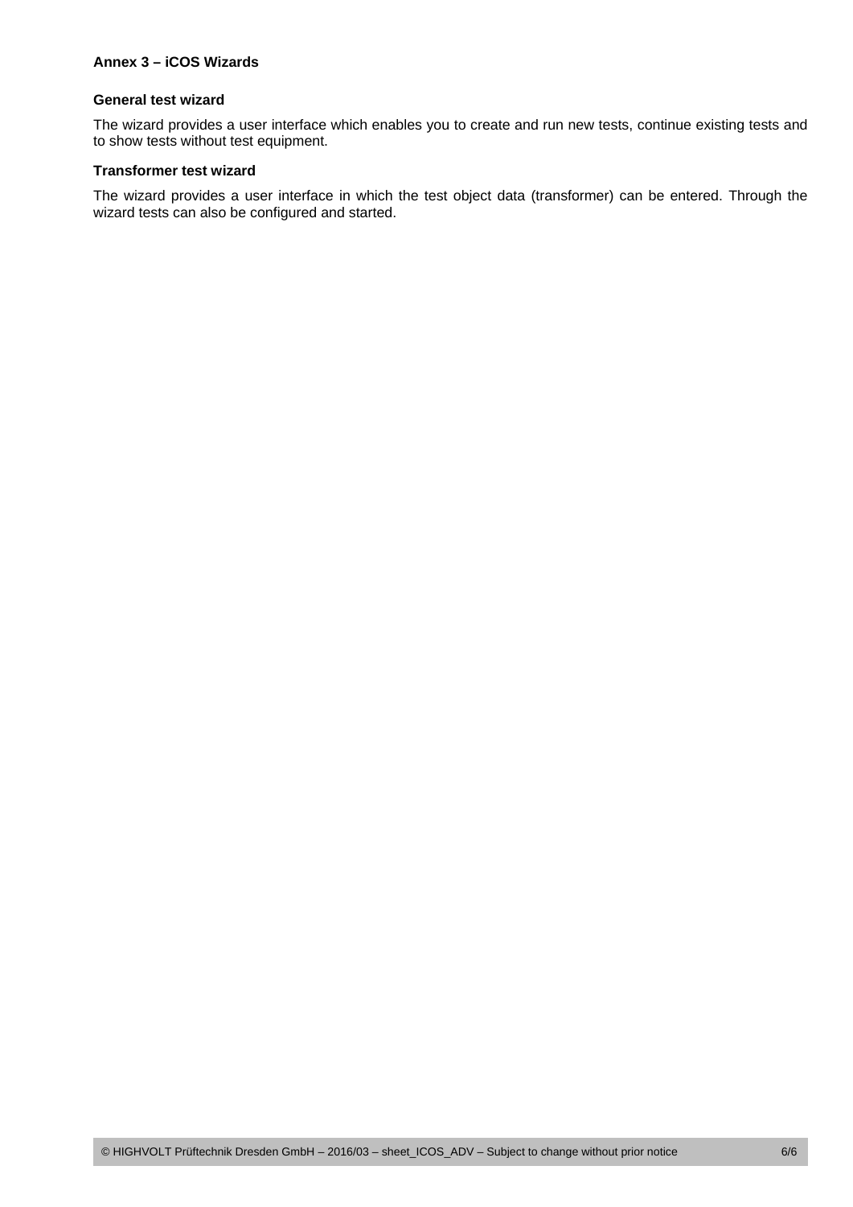## Annex 3 – iCOS Wizards

### General test wizard

The wizard provides a user interface which enables you to create and run new tests, continue existing tests and to show tests without test equipment.

### Transformer test wizard

The wizard provides a user interface in which the test object data (transformer) can be entered. Through the wizard tests can also be configured and started.